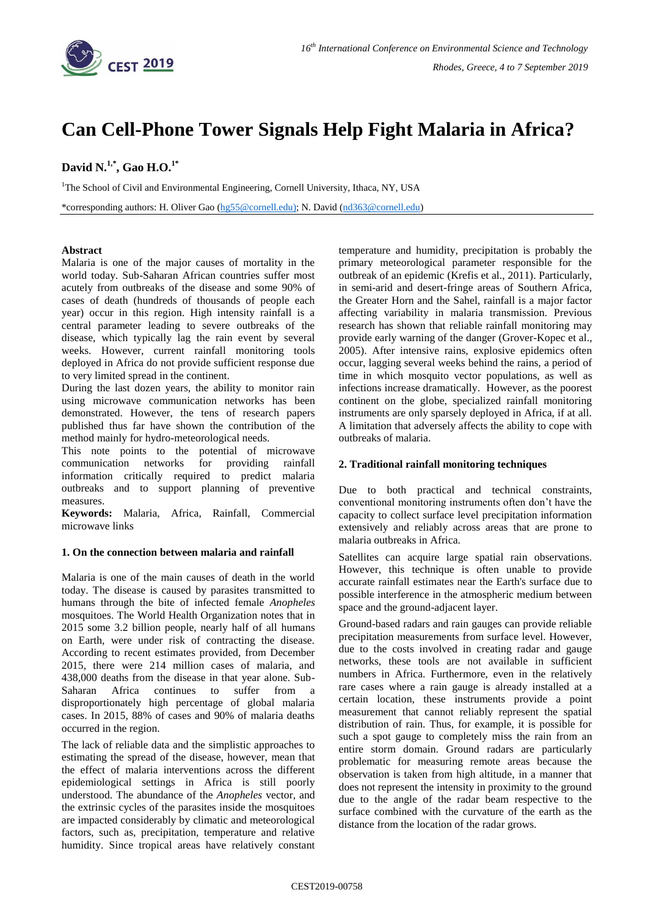# Can Cell-Phone Tower Signals Help Fight Malaria in Africa?

**David N.[1,*], Gao H.O.[1*]**

[1]The School of Civil and Environmental Engineering, Cornell University, Ithaca, NY, USA

*corresponding authors: H. Oliver Gao (hg55@cornell.edu); N. David (nd363@cornell.edu)

### Abstract

Malaria is one of the major causes of mortality in the world today. Sub-Saharan African countries suffer most acutely from outbreaks of the disease and some 90% of cases of death (hundreds of thousands of people each year) occur in this region. High intensity rainfall is a central parameter leading to severe outbreaks of the disease, which typically lag the rain event by several weeks. However, current rainfall monitoring tools deployed in Africa do not provide sufficient response due to very limited spread in the continent.

During the last dozen years, the ability to monitor rain using microwave communication networks has been demonstrated. However, the tens of research papers published thus far have shown the contribution of the method mainly for hydro-meteorological needs.

This note points to the potential of microwave communication networks for providing rainfall information critically required to predict malaria outbreaks and to support planning of preventive measures.

**Keywords:** Malaria, Africa, Rainfall, Commercial microwave links

## 1. On the connection between malaria and rainfall

Malaria is one of the main causes of death in the world today. The disease is caused by parasites transmitted to humans through the bite of infected female *Anopheles* mosquitoes. The World Health Organization notes that in 2015 some 3.2 billion people, nearly half of all humans on Earth, were under risk of contracting the disease. According to recent estimates provided, from December 2015, there were 214 million cases of malaria, and 438,000 deaths from the disease in that year alone. Sub-Saharan Africa continues to suffer from a disproportionately high percentage of global malaria cases. In 2015, 88% of cases and 90% of malaria deaths occurred in the region.

The lack of reliable data and the simplistic approaches to estimating the spread of the disease, however, mean that the effect of malaria interventions across the different epidemiological settings in Africa is still poorly understood. The abundance of the *Anopheles* vector, and the extrinsic cycles of the parasites inside the mosquitoes are impacted considerably by climatic and meteorological factors, such as, precipitation, temperature and relative humidity. Since tropical areas have relatively constant temperature and humidity, precipitation is probably the primary meteorological parameter responsible for the outbreak of an epidemic (Krefis et al., 2011). Particularly, in semi-arid and desert-fringe areas of Southern Africa, the Greater Horn and the Sahel, rainfall is a major factor affecting variability in malaria transmission. Previous research has shown that reliable rainfall monitoring may provide early warning of the danger (Grover-Kopec et al., 2005). After intensive rains, explosive epidemics often occur, lagging several weeks behind the rains, a period of time in which mosquito vector populations, as well as infections increase dramatically. However, as the poorest continent on the globe, specialized rainfall monitoring instruments are only sparsely deployed in Africa, if at all. A limitation that adversely affects the ability to cope with outbreaks of malaria.

## 2. Traditional rainfall monitoring techniques

Due to both practical and technical constraints, conventional monitoring instruments often don't have the capacity to collect surface level precipitation information extensively and reliably across areas that are prone to malaria outbreaks in Africa.

Satellites can acquire large spatial rain observations. However, this technique is often unable to provide accurate rainfall estimates near the Earth's surface due to possible interference in the atmospheric medium between space and the ground-adjacent layer.

Ground-based radars and rain gauges can provide reliable precipitation measurements from surface level. However, due to the costs involved in creating radar and gauge networks, these tools are not available in sufficient numbers in Africa. Furthermore, even in the relatively rare cases where a rain gauge is already installed at a certain location, these instruments provide a point measurement that cannot reliably represent the spatial distribution of rain. Thus, for example, it is possible for such a spot gauge to completely miss the rain from an entire storm domain. Ground radars are particularly problematic for measuring remote areas because the observation is taken from high altitude, in a manner that does not represent the intensity in proximity to the ground due to the angle of the radar beam respective to the surface combined with the curvature of the earth as the distance from the location of the radar grows.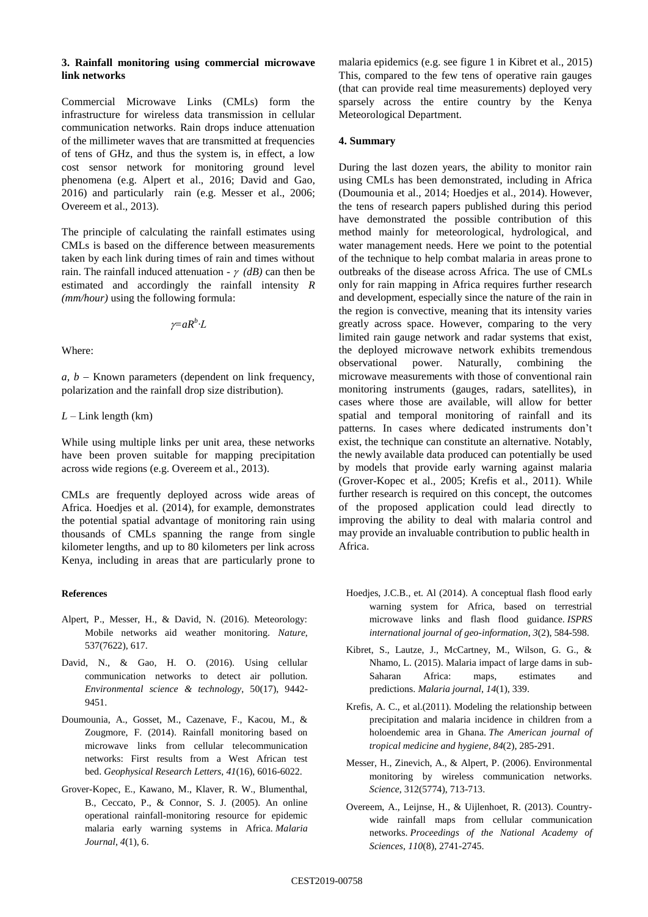## 3. Rainfall monitoring using commercial microwave link networks

Commercial Microwave Links (CMLs) form the infrastructure for wireless data transmission in cellular communication networks. Rain drops induce attenuation of the millimeter waves that are transmitted at frequencies of tens of GHz, and thus the system is, in effect, a low cost sensor network for monitoring ground level phenomena (e.g. Alpert et al., 2016; David and Gao, 2016) and particularly rain (e.g. Messer et al., 2006; Overeem et al., 2013).

The principle of calculating the rainfall estimates using CMLs is based on the difference between measurements taken by each link during times of rain and times without rain. The rainfall induced attenuation - $\gamma$ *(dB)* can then be estimated and accordingly the rainfall intensity *R (mm/hour)* using the following formula:

$$\gamma = aR^b \cdot L$$

Where:

*a, b* – Known parameters (dependent on link frequency, polarization and the rainfall drop size distribution).

*L* – Link length (km)

While using multiple links per unit area, these networks have been proven suitable for mapping precipitation across wide regions (e.g. Overeem et al., 2013).

CMLs are frequently deployed across wide areas of Africa. Hoedjes et al. (2014), for example, demonstrates the potential spatial advantage of monitoring rain using thousands of CMLs spanning the range from single kilometer lengths, and up to 80 kilometers per link across Kenya, including in areas that are particularly prone to malaria epidemics (e.g. see figure 1 in Kibret et al., 2015) This, compared to the few tens of operative rain gauges (that can provide real time measurements) deployed very sparsely across the entire country by the Kenya Meteorological Department.

## 4. Summary

During the last dozen years, the ability to monitor rain using CMLs has been demonstrated, including in Africa (Doumounia et al., 2014; Hoedjes et al., 2014). However, the tens of research papers published during this period have demonstrated the possible contribution of this method mainly for meteorological, hydrological, and water management needs. Here we point to the potential of the technique to help combat malaria in areas prone to outbreaks of the disease across Africa. The use of CMLs only for rain mapping in Africa requires further research and development, especially since the nature of the rain in the region is convective, meaning that its intensity varies greatly across space. However, comparing to the very limited rain gauge network and radar systems that exist, the deployed microwave network exhibits tremendous observational power. Naturally, combining the microwave measurements with those of conventional rain monitoring instruments (gauges, radars, satellites), in cases where those are available, will allow for better spatial and temporal monitoring of rainfall and its patterns. In cases where dedicated instruments don't exist, the technique can constitute an alternative. Notably, the newly available data produced can potentially be used by models that provide early warning against malaria (Grover-Kopec et al., 2005; Krefis et al., 2011). While further research is required on this concept, the outcomes of the proposed application could lead directly to improving the ability to deal with malaria control and may provide an invaluable contribution to public health in Africa.

### References

Alpert, P., Messer, H., & David, N. (2016). Meteorology: Mobile networks aid weather monitoring. *Nature*, 537(7622), 617.

David, N., & Gao, H. O. (2016). Using cellular communication networks to detect air pollution. *Environmental science & technology*, 50(17), 9442-9451.

Doumounia, A., Gosset, M., Cazenave, F., Kacou, M., & Zougmore, F. (2014). Rainfall monitoring based on microwave links from cellular telecommunication networks: First results from a West African test bed. *Geophysical Research Letters*, *41*(16), 6016-6022.

Grover-Kopec, E., Kawano, M., Klaver, R. W., Blumenthal, B., Ceccato, P., & Connor, S. J. (2005). An online operational rainfall-monitoring resource for epidemic malaria early warning systems in Africa. *Malaria Journal*, *4*(1), 6.

Hoedjes, J.C.B., et. Al (2014). A conceptual flash flood early warning system for Africa, based on terrestrial microwave links and flash flood guidance. *ISPRS international journal of geo-information*, *3*(2), 584-598.

Kibret, S., Lautze, J., McCartney, M., Wilson, G. G., & Nhamo, L. (2015). Malaria impact of large dams in sub-Saharan Africa: maps, estimates and predictions. *Malaria journal*, *14*(1), 339.

Krefis, A. C., et al.(2011). Modeling the relationship between precipitation and malaria incidence in children from a holoendemic area in Ghana. *The American journal of tropical medicine and hygiene*, *84*(2), 285-291.

Messer, H., Zinevich, A., & Alpert, P. (2006). Environmental monitoring by wireless communication networks. *Science*, 312(5774), 713-713.

Overeem, A., Leijnse, H., & Uijlenhoet, R. (2013). Country-wide rainfall maps from cellular communication networks. *Proceedings of the National Academy of Sciences*, *110*(8), 2741-2745.